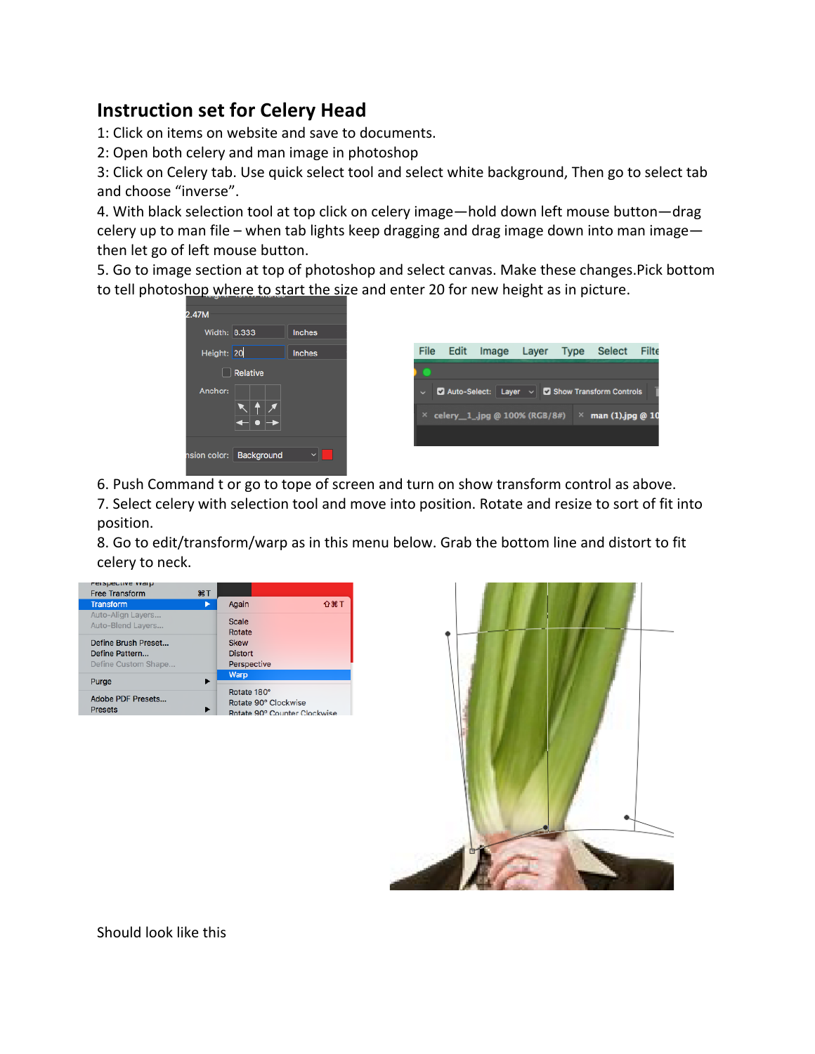# Instruction set for Celery Head

1: Click on items on website and save to documents.
2: Open both celery and man image in photoshop
3: Click on Celery tab. Use quick select tool and select white background, Then go to select tab and choose "inverse".
4. With black selection tool at top click on celery image—hold down left mouse button—drag celery up to man file – when tab lights keep dragging and drag image down into man image—then let go of left mouse button.
5. Go to image section at top of photoshop and select canvas. Make these changes.Pick bottom to tell photoshop where to start the size and enter 20 for new height as in picture.

6. Push Command t or go to tope of screen and turn on show transform control as above.
7. Select celery with selection tool and move into position. Rotate and resize to sort of fit into position.
8. Go to edit/transform/warp as in this menu below. Grab the bottom line and distort to fit celery to neck.

Should look like this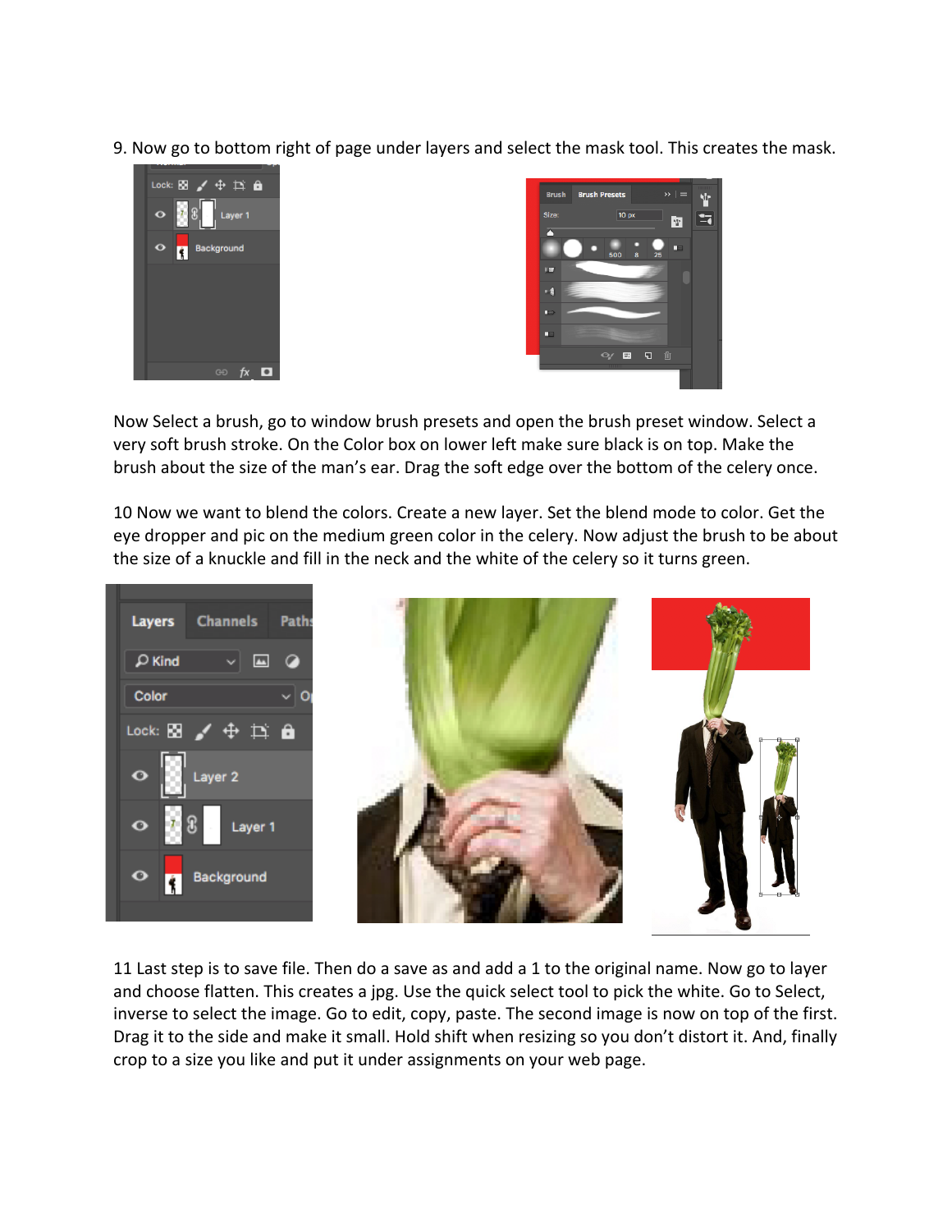9. Now go to bottom right of page under layers and select the mask tool. This creates the mask.

Now Select a brush, go to window brush presets and open the brush preset window. Select a very soft brush stroke. On the Color box on lower left make sure black is on top. Make the brush about the size of the man's ear. Drag the soft edge over the bottom of the celery once.

10 Now we want to blend the colors. Create a new layer. Set the blend mode to color. Get the eye dropper and pic on the medium green color in the celery. Now adjust the brush to be about the size of a knuckle and fill in the neck and the white of the celery so it turns green.

11 Last step is to save file. Then do a save as and add a 1 to the original name. Now go to layer and choose flatten. This creates a jpg. Use the quick select tool to pick the white. Go to Select, inverse to select the image. Go to edit, copy, paste. The second image is now on top of the first. Drag it to the side and make it small. Hold shift when resizing so you don't distort it. And, finally crop to a size you like and put it under assignments on your web page.